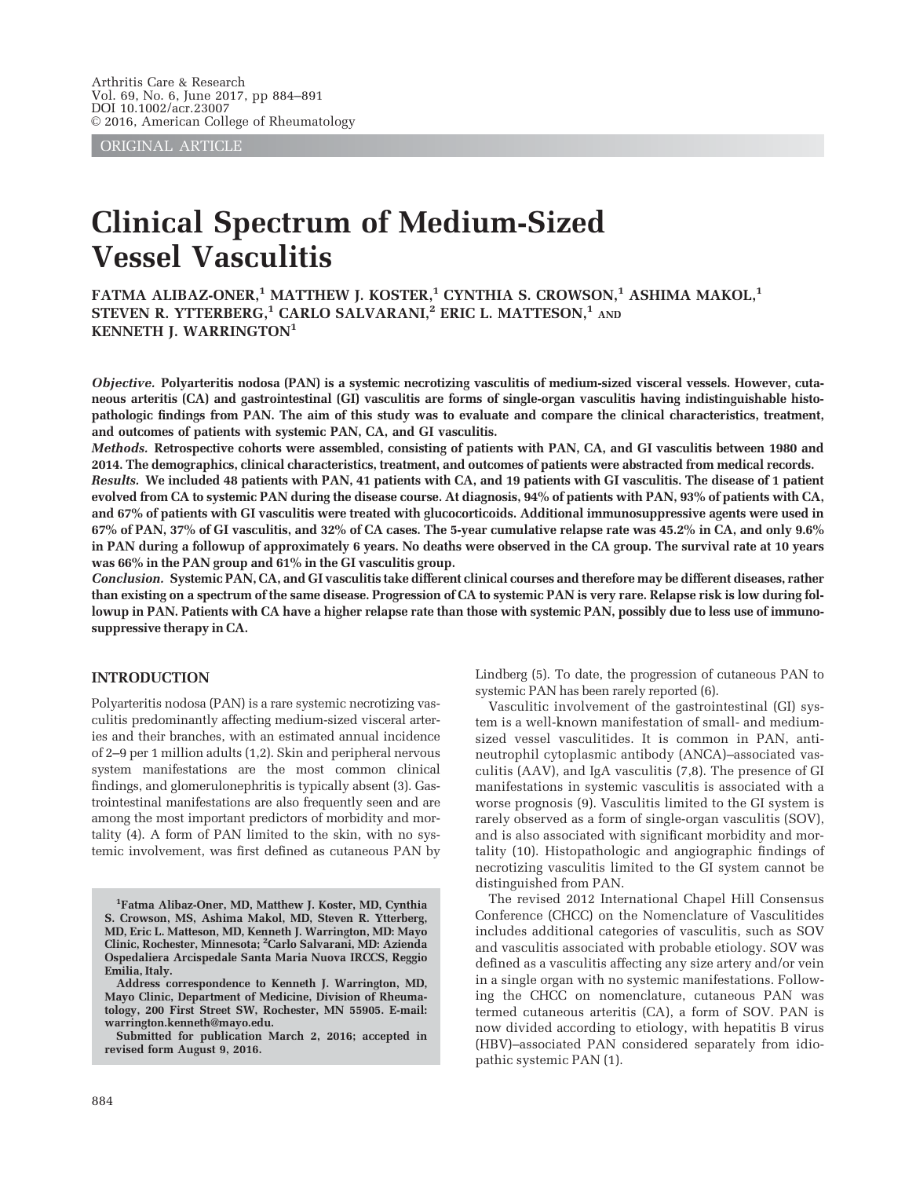ORIGINAL ARTICLE

# Clinical Spectrum of Medium-Sized Vessel Vasculitis

FATMA ALIBAZ-ONER,[1] MATTHEW J. KOSTER,[1] CYNTHIA S. CROWSON,[1] ASHIMA MAKOL,[1] STEVEN R. YTTERBERG,[1] CARLO SALVARANI,[2] ERIC L. MATTESON,[1] AND KENNETH J. WARRINGTON[1]

***Objective.*** **Polyarteritis nodosa (PAN) is a systemic necrotizing vasculitis of medium-sized visceral vessels. However, cutaneous arteritis (CA) and gastrointestinal (GI) vasculitis are forms of single-organ vasculitis having indistinguishable histopathologic findings from PAN. The aim of this study was to evaluate and compare the clinical characteristics, treatment, and outcomes of patients with systemic PAN, CA, and GI vasculitis.**

***Methods.*** **Retrospective cohorts were assembled, consisting of patients with PAN, CA, and GI vasculitis between 1980 and 2014. The demographics, clinical characteristics, treatment, and outcomes of patients were abstracted from medical records.**

***Results.*** **We included 48 patients with PAN, 41 patients with CA, and 19 patients with GI vasculitis. The disease of 1 patient evolved from CA to systemic PAN during the disease course. At diagnosis, 94% of patients with PAN, 93% of patients with CA, and 67% of patients with GI vasculitis were treated with glucocorticoids. Additional immunosuppressive agents were used in 67% of PAN, 37% of GI vasculitis, and 32% of CA cases. The 5-year cumulative relapse rate was 45.2% in CA, and only 9.6% in PAN during a followup of approximately 6 years. No deaths were observed in the CA group. The survival rate at 10 years was 66% in the PAN group and 61% in the GI vasculitis group.**

***Conclusion.*** **Systemic PAN, CA, and GI vasculitis take different clinical courses and therefore may be different diseases, rather than existing on a spectrum of the same disease. Progression of CA to systemic PAN is very rare. Relapse risk is low during followup in PAN. Patients with CA have a higher relapse rate than those with systemic PAN, possibly due to less use of immunosuppressive therapy in CA.**

## INTRODUCTION

Polyarteritis nodosa (PAN) is a rare systemic necrotizing vasculitis predominantly affecting medium-sized visceral arteries and their branches, with an estimated annual incidence of 2–9 per 1 million adults (1,2). Skin and peripheral nervous system manifestations are the most common clinical findings, and glomerulonephritis is typically absent (3). Gastrointestinal manifestations are also frequently seen and are among the most important predictors of morbidity and mortality (4). A form of PAN limited to the skin, with no systemic involvement, was first defined as cutaneous PAN by Lindberg (5). To date, the progression of cutaneous PAN to systemic PAN has been rarely reported (6).

Vasculitic involvement of the gastrointestinal (GI) system is a well-known manifestation of small- and medium-sized vessel vasculitides. It is common in PAN, antineutrophil cytoplasmic antibody (ANCA)–associated vasculitis (AAV), and IgA vasculitis (7,8). The presence of GI manifestations in systemic vasculitis is associated with a worse prognosis (9). Vasculitis limited to the GI system is rarely observed as a form of single-organ vasculitis (SOV), and is also associated with significant morbidity and mortality (10). Histopathologic and angiographic findings of necrotizing vasculitis limited to the GI system cannot be distinguished from PAN.

The revised 2012 International Chapel Hill Consensus Conference (CHCC) on the Nomenclature of Vasculitides includes additional categories of vasculitis, such as SOV and vasculitis associated with probable etiology. SOV was defined as a vasculitis affecting any size artery and/or vein in a single organ with no systemic manifestations. Following the CHCC on nomenclature, cutaneous PAN was termed cutaneous arteritis (CA), a form of SOV. PAN is now divided according to etiology, with hepatitis B virus (HBV)–associated PAN considered separately from idiopathic systemic PAN (1).

[1]Fatma Alibaz-Oner, MD, Matthew J. Koster, MD, Cynthia S. Crowson, MS, Ashima Makol, MD, Steven R. Ytterberg, MD, Eric L. Matteson, MD, Kenneth J. Warrington, MD: Mayo Clinic, Rochester, Minnesota; [2]Carlo Salvarani, MD: Azienda Ospedaliera Arcispedale Santa Maria Nuova IRCCS, Reggio Emilia, Italy.

Address correspondence to Kenneth J. Warrington, MD, Mayo Clinic, Department of Medicine, Division of Rheumatology, 200 First Street SW, Rochester, MN 55905. E-mail: warrington.kenneth@mayo.edu.

Submitted for publication March 2, 2016; accepted in revised form August 9, 2016.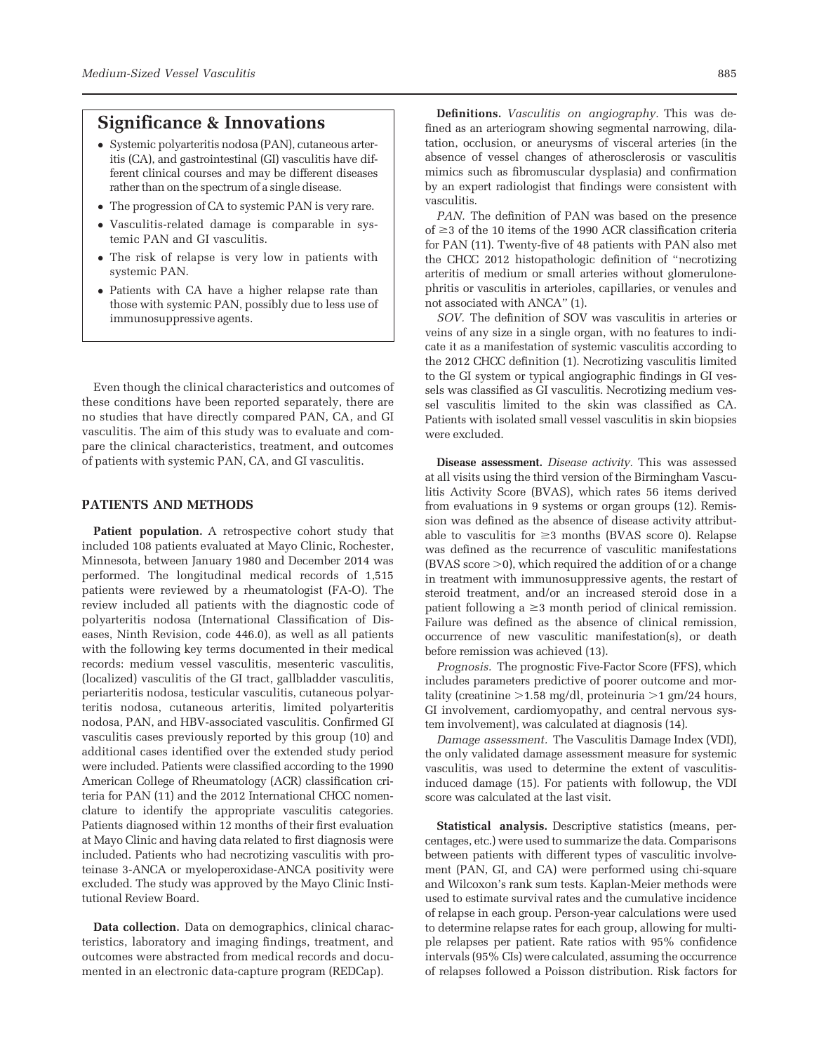## Significance & Innovations

- Systemic polyarteritis nodosa (PAN), cutaneous arteritis (CA), and gastrointestinal (GI) vasculitis have different clinical courses and may be different diseases rather than on the spectrum of a single disease.
- The progression of CA to systemic PAN is very rare.
- Vasculitis-related damage is comparable in systemic PAN and GI vasculitis.
- The risk of relapse is very low in patients with systemic PAN.
- Patients with CA have a higher relapse rate than those with systemic PAN, possibly due to less use of immunosuppressive agents.

Even though the clinical characteristics and outcomes of these conditions have been reported separately, there are no studies that have directly compared PAN, CA, and GI vasculitis. The aim of this study was to evaluate and compare the clinical characteristics, treatment, and outcomes of patients with systemic PAN, CA, and GI vasculitis.

## PATIENTS AND METHODS

**Patient population.** A retrospective cohort study that included 108 patients evaluated at Mayo Clinic, Rochester, Minnesota, between January 1980 and December 2014 was performed. The longitudinal medical records of 1,515 patients were reviewed by a rheumatologist (FA-O). The review included all patients with the diagnostic code of polyarteritis nodosa (International Classification of Diseases, Ninth Revision, code 446.0), as well as all patients with the following key terms documented in their medical records: medium vessel vasculitis, mesenteric vasculitis, (localized) vasculitis of the GI tract, gallbladder vasculitis, periarteritis nodosa, testicular vasculitis, cutaneous polyarteritis nodosa, cutaneous arteritis, limited polyarteritis nodosa, PAN, and HBV-associated vasculitis. Confirmed GI vasculitis cases previously reported by this group (10) and additional cases identified over the extended study period were included. Patients were classified according to the 1990 American College of Rheumatology (ACR) classification criteria for PAN (11) and the 2012 International CHCC nomenclature to identify the appropriate vasculitis categories. Patients diagnosed within 12 months of their first evaluation at Mayo Clinic and having data related to first diagnosis were included. Patients who had necrotizing vasculitis with proteinase 3-ANCA or myeloperoxidase-ANCA positivity were excluded. The study was approved by the Mayo Clinic Institutional Review Board.

**Data collection.** Data on demographics, clinical characteristics, laboratory and imaging findings, treatment, and outcomes were abstracted from medical records and documented in an electronic data-capture program (REDCap).

**Definitions.** *Vasculitis on angiography.* This was defined as an arteriogram showing segmental narrowing, dilatation, occlusion, or aneurysms of visceral arteries (in the absence of vessel changes of atherosclerosis or vasculitis mimics such as fibromuscular dysplasia) and confirmation by an expert radiologist that findings were consistent with vasculitis.

*PAN.* The definition of PAN was based on the presence of ≥3 of the 10 items of the 1990 ACR classification criteria for PAN (11). Twenty-five of 48 patients with PAN also met the CHCC 2012 histopathologic definition of "necrotizing arteritis of medium or small arteries without glomerulonephritis or vasculitis in arterioles, capillaries, or venules and not associated with ANCA" (1).

*SOV.* The definition of SOV was vasculitis in arteries or veins of any size in a single organ, with no features to indicate it as a manifestation of systemic vasculitis according to the 2012 CHCC definition (1). Necrotizing vasculitis limited to the GI system or typical angiographic findings in GI vessels was classified as GI vasculitis. Necrotizing medium vessel vasculitis limited to the skin was classified as CA. Patients with isolated small vessel vasculitis in skin biopsies were excluded.

**Disease assessment.** *Disease activity.* This was assessed at all visits using the third version of the Birmingham Vasculitis Activity Score (BVAS), which rates 56 items derived from evaluations in 9 systems or organ groups (12). Remission was defined as the absence of disease activity attributable to vasculitis for ≥3 months (BVAS score 0). Relapse was defined as the recurrence of vasculitic manifestations (BVAS score >0), which required the addition of or a change in treatment with immunosuppressive agents, the restart of steroid treatment, and/or an increased steroid dose in a patient following a ≥3 month period of clinical remission. Failure was defined as the absence of clinical remission, occurrence of new vasculitic manifestation(s), or death before remission was achieved (13).

*Prognosis.* The prognostic Five-Factor Score (FFS), which includes parameters predictive of poorer outcome and mortality (creatinine >1.58 mg/dl, proteinuria >1 gm/24 hours, GI involvement, cardiomyopathy, and central nervous system involvement), was calculated at diagnosis (14).

*Damage assessment.* The Vasculitis Damage Index (VDI), the only validated damage assessment measure for systemic vasculitis, was used to determine the extent of vasculitis-induced damage (15). For patients with followup, the VDI score was calculated at the last visit.

**Statistical analysis.** Descriptive statistics (means, percentages, etc.) were used to summarize the data. Comparisons between patients with different types of vasculitic involvement (PAN, GI, and CA) were performed using chi-square and Wilcoxon's rank sum tests. Kaplan-Meier methods were used to estimate survival rates and the cumulative incidence of relapse in each group. Person-year calculations were used to determine relapse rates for each group, allowing for multiple relapses per patient. Rate ratios with 95% confidence intervals (95% CIs) were calculated, assuming the occurrence of relapses followed a Poisson distribution. Risk factors for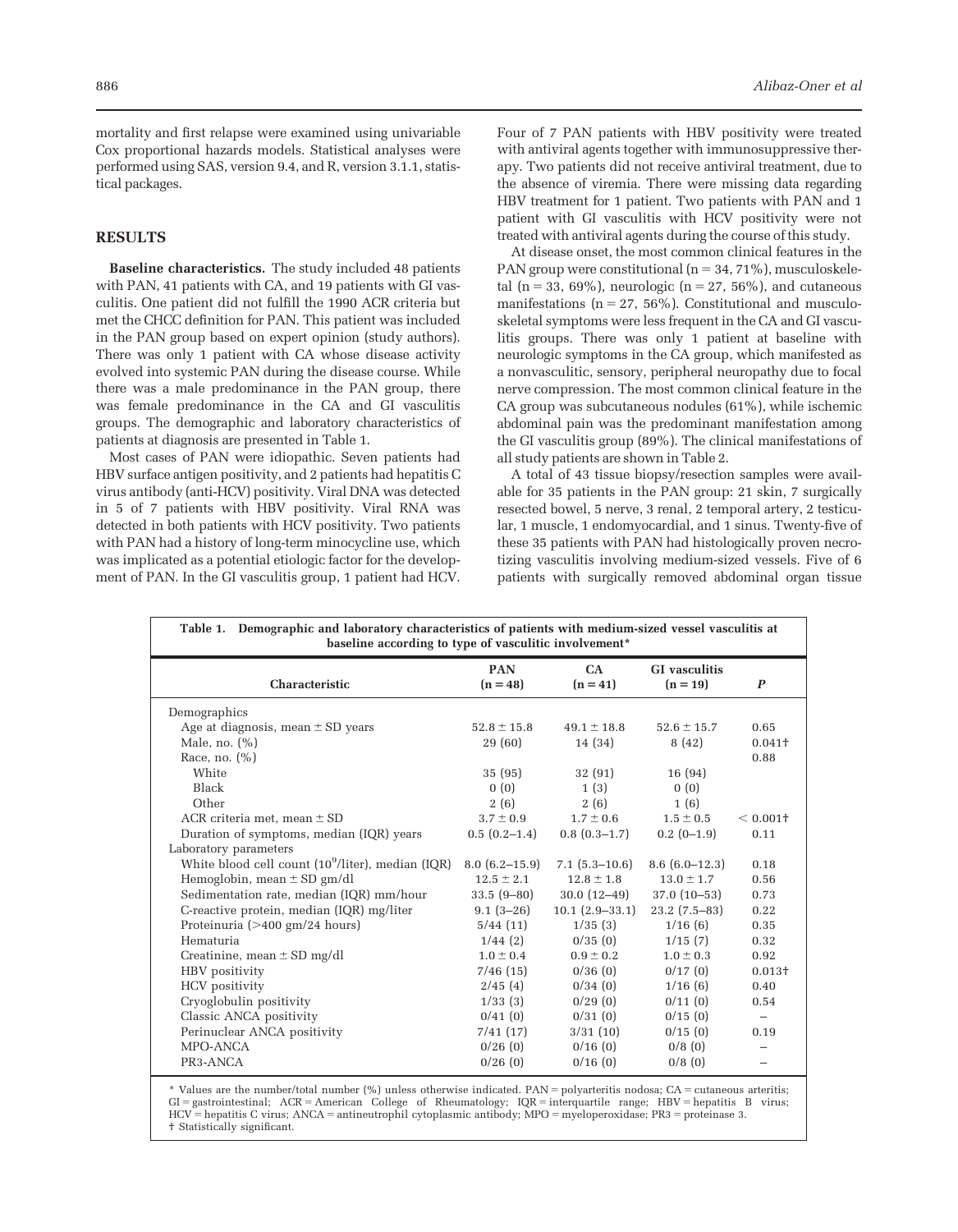mortality and first relapse were examined using univariable Cox proportional hazards models. Statistical analyses were performed using SAS, version 9.4, and R, version 3.1.1, statistical packages.

## RESULTS

**Baseline characteristics.** The study included 48 patients with PAN, 41 patients with CA, and 19 patients with GI vasculitis. One patient did not fulfill the 1990 ACR criteria but met the CHCC definition for PAN. This patient was included in the PAN group based on expert opinion (study authors). There was only 1 patient with CA whose disease activity evolved into systemic PAN during the disease course. While there was a male predominance in the PAN group, there was female predominance in the CA and GI vasculitis groups. The demographic and laboratory characteristics of patients at diagnosis are presented in Table 1.

Most cases of PAN were idiopathic. Seven patients had HBV surface antigen positivity, and 2 patients had hepatitis C virus antibody (anti-HCV) positivity. Viral DNA was detected in 5 of 7 patients with HBV positivity. Viral RNA was detected in both patients with HCV positivity. Two patients with PAN had a history of long-term minocycline use, which was implicated as a potential etiologic factor for the development of PAN. In the GI vasculitis group, 1 patient had HCV. Four of 7 PAN patients with HBV positivity were treated with antiviral agents together with immunosuppressive therapy. Two patients did not receive antiviral treatment, due to the absence of viremia. There were missing data regarding HBV treatment for 1 patient. Two patients with PAN and 1 patient with GI vasculitis with HCV positivity were not treated with antiviral agents during the course of this study.

At disease onset, the most common clinical features in the PAN group were constitutional (n = 34, 71%), musculoskeletal (n = 33, 69%), neurologic (n = 27, 56%), and cutaneous manifestations (n = 27, 56%). Constitutional and musculoskeletal symptoms were less frequent in the CA and GI vasculitis groups. There was only 1 patient at baseline with neurologic symptoms in the CA group, which manifested as a nonvasculitic, sensory, peripheral neuropathy due to focal nerve compression. The most common clinical feature in the CA group was subcutaneous nodules (61%), while ischemic abdominal pain was the predominant manifestation among the GI vasculitis group (89%). The clinical manifestations of all study patients are shown in Table 2.

A total of 43 tissue biopsy/resection samples were available for 35 patients in the PAN group: 21 skin, 7 surgically resected bowel, 5 nerve, 3 renal, 2 temporal artery, 2 testicular, 1 muscle, 1 endomyocardial, and 1 sinus. Twenty-five of these 35 patients with PAN had histologically proven necrotizing vasculitis involving medium-sized vessels. Five of 6 patients with surgically removed abdominal organ tissue

**Table 1.** Demographic and laboratory characteristics of patients with medium-sized vessel vasculitis at baseline according to type of vasculitic involvement*

| Characteristic | PAN (n = 48) | CA (n = 41) | GI vasculitis (n = 19) | *P* |
|---|---|---|---|---|
| Demographics | | | | |
| Age at diagnosis, mean ± SD years | 52.8 ± 15.8 | 49.1 ± 18.8 | 52.6 ± 15.7 | 0.65 |
| Male, no. (%) | 29 (60) | 14 (34) | 8 (42) | 0.041† |
| Race, no. (%) | | | | 0.88 |
| White | 35 (95) | 32 (91) | 16 (94) | |
| Black | 0 (0) | 1 (3) | 0 (0) | |
| Other | 2 (6) | 2 (6) | 1 (6) | |
| ACR criteria met, mean ± SD | 3.7 ± 0.9 | 1.7 ± 0.6 | 1.5 ± 0.5 | < 0.001† |
| Duration of symptoms, median (IQR) years | 0.5 (0.2–1.4) | 0.8 (0.3–1.7) | 0.2 (0–1.9) | 0.11 |
| Laboratory parameters | | | | |
| White blood cell count ($10^9$/liter), median (IQR) | 8.0 (6.2–15.9) | 7.1 (5.3–10.6) | 8.6 (6.0–12.3) | 0.18 |
| Hemoglobin, mean ± SD gm/dl | 12.5 ± 2.1 | 12.8 ± 1.8 | 13.0 ± 1.7 | 0.56 |
| Sedimentation rate, median (IQR) mm/hour | 33.5 (9–80) | 30.0 (12–49) | 37.0 (10–53) | 0.73 |
| C-reactive protein, median (IQR) mg/liter | 9.1 (3–26) | 10.1 (2.9–33.1) | 23.2 (7.5–83) | 0.22 |
| Proteinuria (>400 gm/24 hours) | 5/44 (11) | 1/35 (3) | 1/16 (6) | 0.35 |
| Hematuria | 1/44 (2) | 0/35 (0) | 1/15 (7) | 0.32 |
| Creatinine, mean ± SD mg/dl | 1.0 ± 0.4 | 0.9 ± 0.2 | 1.0 ± 0.3 | 0.92 |
| HBV positivity | 7/46 (15) | 0/36 (0) | 0/17 (0) | 0.013† |
| HCV positivity | 2/45 (4) | 0/34 (0) | 1/16 (6) | 0.40 |
| Cryoglobulin positivity | 1/33 (3) | 0/29 (0) | 0/11 (0) | 0.54 |
| Classic ANCA positivity | 0/41 (0) | 0/31 (0) | 0/15 (0) | – |
| Perinuclear ANCA positivity | 7/41 (17) | 3/31 (10) | 0/15 (0) | 0.19 |
| MPO-ANCA | 0/26 (0) | 0/16 (0) | 0/8 (0) | – |
| PR3-ANCA | 0/26 (0) | 0/16 (0) | 0/8 (0) | – |

\* Values are the number/total number (%) unless otherwise indicated. PAN = polyarteritis nodosa; CA = cutaneous arteritis; GI = gastrointestinal; ACR = American College of Rheumatology; IQR = interquartile range; HBV = hepatitis B virus; HCV = hepatitis C virus; ANCA = antineutrophil cytoplasmic antibody; MPO = myeloperoxidase; PR3 = proteinase 3.
† Statistically significant.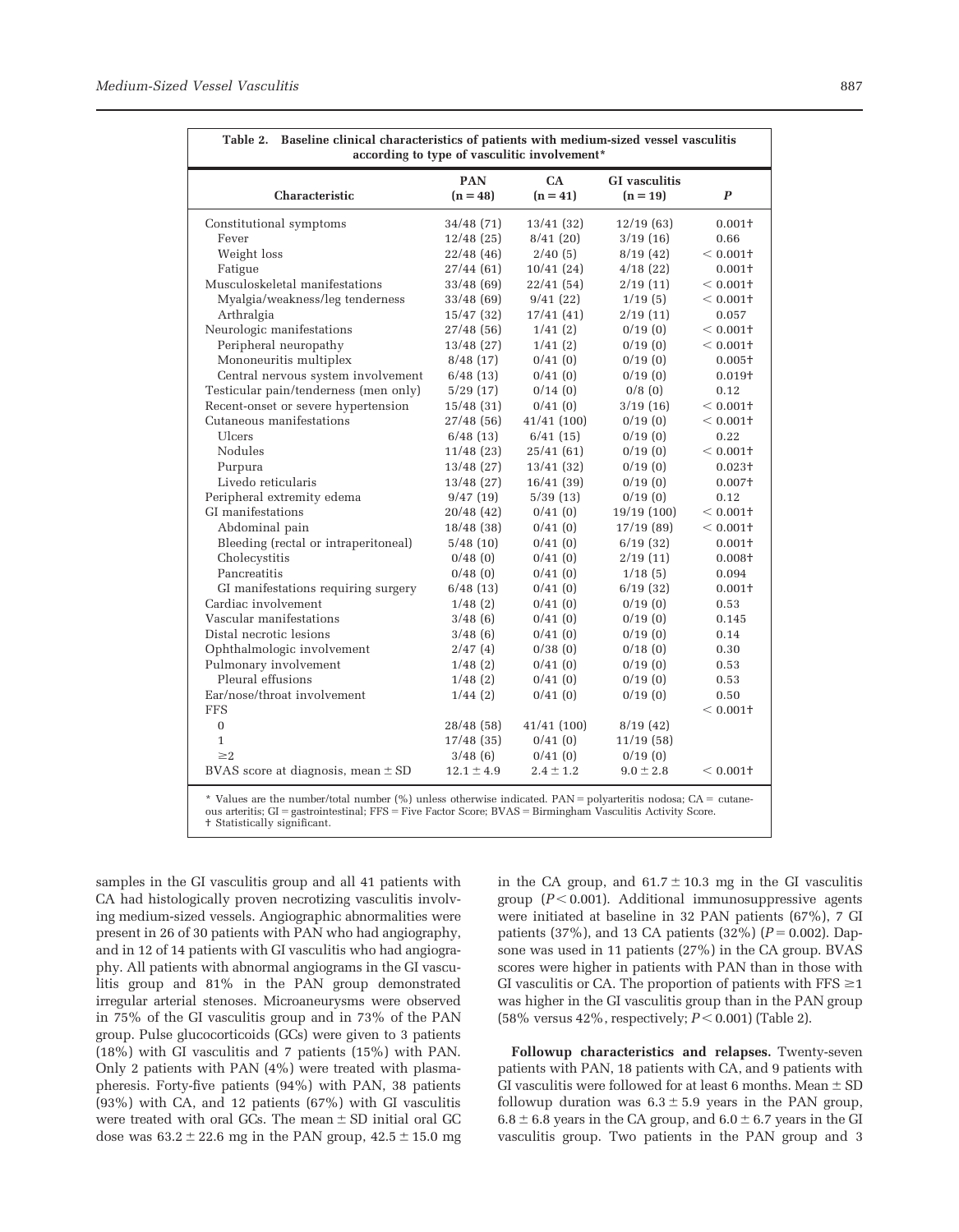**Table 2. Baseline clinical characteristics of patients with medium-sized vessel vasculitis according to type of vasculitic involvement***

| Characteristic | PAN (n = 48) | CA (n = 41) | GI vasculitis (n = 19) | *P* |
|---|---|---|---|---|
| Constitutional symptoms | 34/48 (71) | 13/41 (32) | 12/19 (63) | 0.001† |
| Fever | 12/48 (25) | 8/41 (20) | 3/19 (16) | 0.66 |
| Weight loss | 22/48 (46) | 2/40 (5) | 8/19 (42) | < 0.001† |
| Fatigue | 27/44 (61) | 10/41 (24) | 4/18 (22) | 0.001† |
| Musculoskeletal manifestations | 33/48 (69) | 22/41 (54) | 2/19 (11) | < 0.001† |
| Myalgia/weakness/leg tenderness | 33/48 (69) | 9/41 (22) | 1/19 (5) | < 0.001† |
| Arthralgia | 15/47 (32) | 17/41 (41) | 2/19 (11) | 0.057 |
| Neurologic manifestations | 27/48 (56) | 1/41 (2) | 0/19 (0) | < 0.001† |
| Peripheral neuropathy | 13/48 (27) | 1/41 (2) | 0/19 (0) | < 0.001† |
| Mononeuritis multiplex | 8/48 (17) | 0/41 (0) | 0/19 (0) | 0.005† |
| Central nervous system involvement | 6/48 (13) | 0/41 (0) | 0/19 (0) | 0.019† |
| Testicular pain/tenderness (men only) | 5/29 (17) | 0/14 (0) | 0/8 (0) | 0.12 |
| Recent-onset or severe hypertension | 15/48 (31) | 0/41 (0) | 3/19 (16) | < 0.001† |
| Cutaneous manifestations | 27/48 (56) | 41/41 (100) | 0/19 (0) | < 0.001† |
| Ulcers | 6/48 (13) | 6/41 (15) | 0/19 (0) | 0.22 |
| Nodules | 11/48 (23) | 25/41 (61) | 0/19 (0) | < 0.001† |
| Purpura | 13/48 (27) | 13/41 (32) | 0/19 (0) | 0.023† |
| Livedo reticularis | 13/48 (27) | 16/41 (39) | 0/19 (0) | 0.007† |
| Peripheral extremity edema | 9/47 (19) | 5/39 (13) | 0/19 (0) | 0.12 |
| GI manifestations | 20/48 (42) | 0/41 (0) | 19/19 (100) | < 0.001† |
| Abdominal pain | 18/48 (38) | 0/41 (0) | 17/19 (89) | < 0.001† |
| Bleeding (rectal or intraperitoneal) | 5/48 (10) | 0/41 (0) | 6/19 (32) | 0.001† |
| Cholecystitis | 0/48 (0) | 0/41 (0) | 2/19 (11) | 0.008† |
| Pancreatitis | 0/48 (0) | 0/41 (0) | 1/18 (5) | 0.094 |
| GI manifestations requiring surgery | 6/48 (13) | 0/41 (0) | 6/19 (32) | 0.001† |
| Cardiac involvement | 1/48 (2) | 0/41 (0) | 0/19 (0) | 0.53 |
| Vascular manifestations | 3/48 (6) | 0/41 (0) | 0/19 (0) | 0.145 |
| Distal necrotic lesions | 3/48 (6) | 0/41 (0) | 0/19 (0) | 0.14 |
| Ophthalmologic involvement | 2/47 (4) | 0/38 (0) | 0/18 (0) | 0.30 |
| Pulmonary involvement | 1/48 (2) | 0/41 (0) | 0/19 (0) | 0.53 |
| Pleural effusions | 1/48 (2) | 0/41 (0) | 0/19 (0) | 0.53 |
| Ear/nose/throat involvement | 1/44 (2) | 0/41 (0) | 0/19 (0) | 0.50 |
| FFS | | | | < 0.001† |
| 0 | 28/48 (58) | 41/41 (100) | 8/19 (42) | |
| 1 | 17/48 (35) | 0/41 (0) | 11/19 (58) | |
| ≥2 | 3/48 (6) | 0/41 (0) | 0/19 (0) | |
| BVAS score at diagnosis, mean ± SD | 12.1 ± 4.9 | 2.4 ± 1.2 | 9.0 ± 2.8 | < 0.001† |

\* Values are the number/total number (%) unless otherwise indicated. PAN = polyarteritis nodosa; CA = cutaneous arteritis; GI = gastrointestinal; FFS = Five Factor Score; BVAS = Birmingham Vasculitis Activity Score.
† Statistically significant.

samples in the GI vasculitis group and all 41 patients with CA had histologically proven necrotizing vasculitis involving medium-sized vessels. Angiographic abnormalities were present in 26 of 30 patients with PAN who had angiography, and in 12 of 14 patients with GI vasculitis who had angiography. All patients with abnormal angiograms in the GI vasculitis group and 81% in the PAN group demonstrated irregular arterial stenoses. Microaneurysms were observed in 75% of the GI vasculitis group and in 73% of the PAN group. Pulse glucocorticoids (GCs) were given to 3 patients (18%) with GI vasculitis and 7 patients (15%) with PAN. Only 2 patients with PAN (4%) were treated with plasmapheresis. Forty-five patients (94%) with PAN, 38 patients (93%) with CA, and 12 patients (67%) with GI vasculitis were treated with oral GCs. The mean ± SD initial oral GC dose was 63.2 ± 22.6 mg in the PAN group, 42.5 ± 15.0 mg in the CA group, and 61.7 ± 10.3 mg in the GI vasculitis group ($P < 0.001$). Additional immunosuppressive agents were initiated at baseline in 32 PAN patients (67%), 7 GI patients (37%), and 13 CA patients (32%) ($P = 0.002$). Dapsone was used in 11 patients (27%) in the CA group. BVAS scores were higher in patients with PAN than in those with GI vasculitis or CA. The proportion of patients with FFS ≥1 was higher in the GI vasculitis group than in the PAN group (58% versus 42%, respectively; $P < 0.001$) (Table 2).

**Followup characteristics and relapses.** Twenty-seven patients with PAN, 18 patients with CA, and 9 patients with GI vasculitis were followed for at least 6 months. Mean ± SD followup duration was 6.3 ± 5.9 years in the PAN group, 6.8 ± 6.8 years in the CA group, and 6.0 ± 6.7 years in the GI vasculitis group. Two patients in the PAN group and 3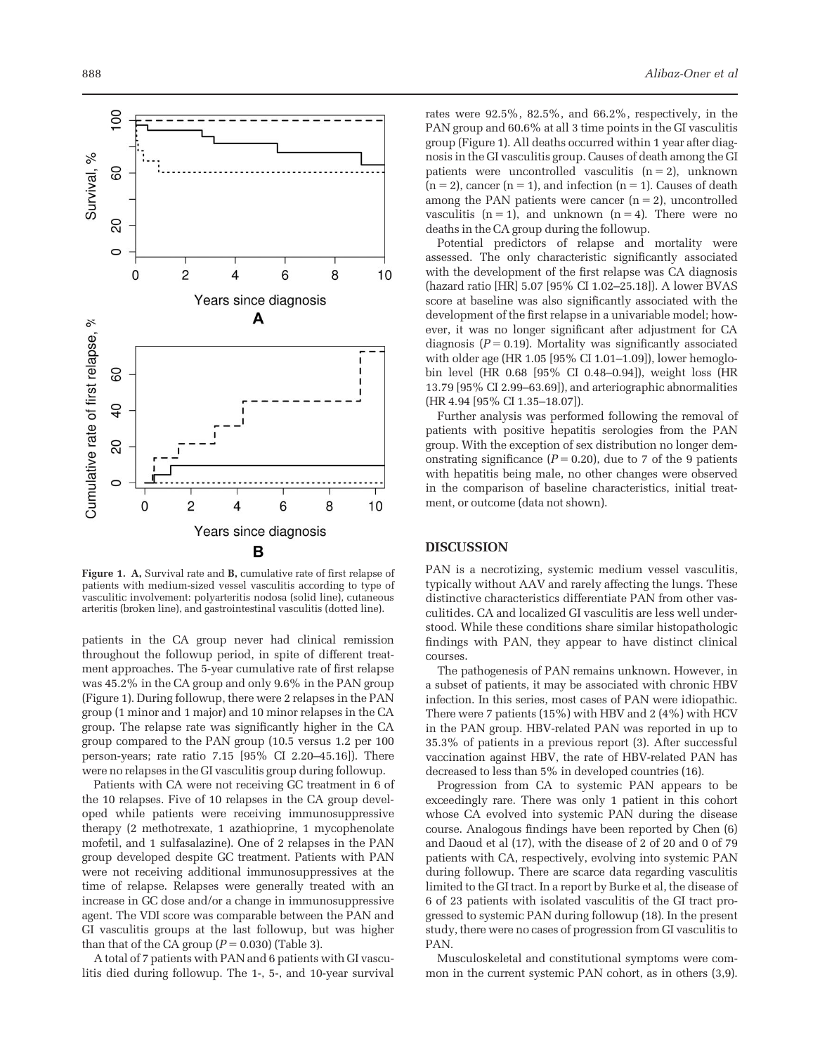Figure 1. A, Survival rate and B, cumulative rate of first relapse of patients with medium-sized vessel vasculitis according to type of vasculitic involvement: polyarteritis nodosa (solid line), cutaneous arteritis (broken line), and gastrointestinal vasculitis (dotted line).

patients in the CA group never had clinical remission throughout the followup period, in spite of different treatment approaches. The 5-year cumulative rate of first relapse was 45.2% in the CA group and only 9.6% in the PAN group (Figure 1). During followup, there were 2 relapses in the PAN group (1 minor and 1 major) and 10 minor relapses in the CA group. The relapse rate was significantly higher in the CA group compared to the PAN group (10.5 versus 1.2 per 100 person-years; rate ratio 7.15 [95% CI 2.20–45.16]). There were no relapses in the GI vasculitis group during followup.

Patients with CA were not receiving GC treatment in 6 of the 10 relapses. Five of 10 relapses in the CA group developed while patients were receiving immunosuppressive therapy (2 methotrexate, 1 azathioprine, 1 mycophenolate mofetil, and 1 sulfasalazine). One of 2 relapses in the PAN group developed despite GC treatment. Patients with PAN were not receiving additional immunosuppressives at the time of relapse. Relapses were generally treated with an increase in GC dose and/or a change in immunosuppressive agent. The VDI score was comparable between the PAN and GI vasculitis groups at the last followup, but was higher than that of the CA group ($P = 0.030$) (Table 3).

A total of 7 patients with PAN and 6 patients with GI vasculitis died during followup. The 1-, 5-, and 10-year survival rates were 92.5%, 82.5%, and 66.2%, respectively, in the PAN group and 60.6% at all 3 time points in the GI vasculitis group (Figure 1). All deaths occurred within 1 year after diagnosis in the GI vasculitis group. Causes of death among the GI patients were uncontrolled vasculitis (n = 2), unknown (n = 2), cancer (n = 1), and infection (n = 1). Causes of death among the PAN patients were cancer (n = 2), uncontrolled vasculitis (n = 1), and unknown (n = 4). There were no deaths in the CA group during the followup.

Potential predictors of relapse and mortality were assessed. The only characteristic significantly associated with the development of the first relapse was CA diagnosis (hazard ratio [HR] 5.07 [95% CI 1.02–25.18]). A lower BVAS score at baseline was also significantly associated with the development of the first relapse in a univariable model; however, it was no longer significant after adjustment for CA diagnosis ($P = 0.19$). Mortality was significantly associated with older age (HR 1.05 [95% CI 1.01–1.09]), lower hemoglobin level (HR 0.68 [95% CI 0.48–0.94]), weight loss (HR 13.79 [95% CI 2.99–63.69]), and arteriographic abnormalities (HR 4.94 [95% CI 1.35–18.07]).

Further analysis was performed following the removal of patients with positive hepatitis serologies from the PAN group. With the exception of sex distribution no longer demonstrating significance ($P = 0.20$), due to 7 of the 9 patients with hepatitis being male, no other changes were observed in the comparison of baseline characteristics, initial treatment, or outcome (data not shown).

## DISCUSSION

PAN is a necrotizing, systemic medium vessel vasculitis, typically without AAV and rarely affecting the lungs. These distinctive characteristics differentiate PAN from other vasculitides. CA and localized GI vasculitis are less well understood. While these conditions share similar histopathologic findings with PAN, they appear to have distinct clinical courses.

The pathogenesis of PAN remains unknown. However, in a subset of patients, it may be associated with chronic HBV infection. In this series, most cases of PAN were idiopathic. There were 7 patients (15%) with HBV and 2 (4%) with HCV in the PAN group. HBV-related PAN was reported in up to 35.3% of patients in a previous report (3). After successful vaccination against HBV, the rate of HBV-related PAN has decreased to less than 5% in developed countries (16).

Progression from CA to systemic PAN appears to be exceedingly rare. There was only 1 patient in this cohort whose CA evolved into systemic PAN during the disease course. Analogous findings have been reported by Chen (6) and Daoud et al (17), with the disease of 2 of 20 and 0 of 79 patients with CA, respectively, evolving into systemic PAN during followup. There are scarce data regarding vasculitis limited to the GI tract. In a report by Burke et al, the disease of 6 of 23 patients with isolated vasculitis of the GI tract progressed to systemic PAN during followup (18). In the present study, there were no cases of progression from GI vasculitis to PAN.

Musculoskeletal and constitutional symptoms were common in the current systemic PAN cohort, as in others (3,9).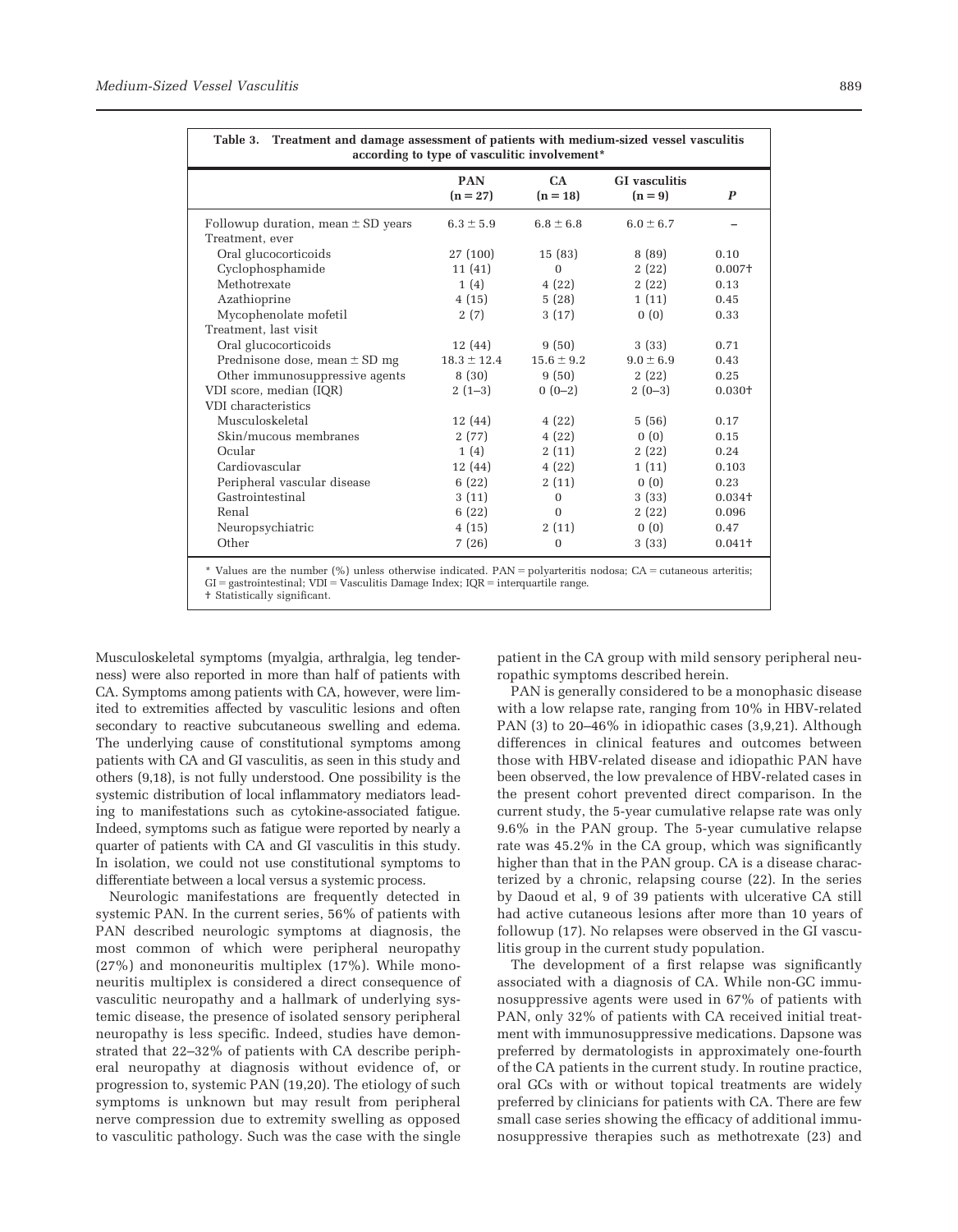**Table 3. Treatment and damage assessment of patients with medium-sized vessel vasculitis according to type of vasculitic involvement***

| | PAN (n = 27) | CA (n = 18) | GI vasculitis (n = 9) | *P* |
|---|---|---|---|---|
| Followup duration, mean ± SD years | 6.3 ± 5.9 | 6.8 ± 6.8 | 6.0 ± 6.7 | – |
| Treatment, ever | | | | |
| Oral glucocorticoids | 27 (100) | 15 (83) | 8 (89) | 0.10 |
| Cyclophosphamide | 11 (41) | 0 | 2 (22) | 0.007† |
| Methotrexate | 1 (4) | 4 (22) | 2 (22) | 0.13 |
| Azathioprine | 4 (15) | 5 (28) | 1 (11) | 0.45 |
| Mycophenolate mofetil | 2 (7) | 3 (17) | 0 (0) | 0.33 |
| Treatment, last visit | | | | |
| Oral glucocorticoids | 12 (44) | 9 (50) | 3 (33) | 0.71 |
| Prednisone dose, mean ± SD mg | 18.3 ± 12.4 | 15.6 ± 9.2 | 9.0 ± 6.9 | 0.43 |
| Other immunosuppressive agents | 8 (30) | 9 (50) | 2 (22) | 0.25 |
| VDI score, median (IQR) | 2 (1–3) | 0 (0–2) | 2 (0–3) | 0.030† |
| VDI characteristics | | | | |
| Musculoskeletal | 12 (44) | 4 (22) | 5 (56) | 0.17 |
| Skin/mucous membranes | 2 (77) | 4 (22) | 0 (0) | 0.15 |
| Ocular | 1 (4) | 2 (11) | 2 (22) | 0.24 |
| Cardiovascular | 12 (44) | 4 (22) | 1 (11) | 0.103 |
| Peripheral vascular disease | 6 (22) | 2 (11) | 0 (0) | 0.23 |
| Gastrointestinal | 3 (11) | 0 | 3 (33) | 0.034† |
| Renal | 6 (22) | 0 | 2 (22) | 0.096 |
| Neuropsychiatric | 4 (15) | 2 (11) | 0 (0) | 0.47 |
| Other | 7 (26) | 0 | 3 (33) | 0.041† |

* Values are the number (%) unless otherwise indicated. PAN = polyarteritis nodosa; CA = cutaneous arteritis; GI = gastrointestinal; VDI = Vasculitis Damage Index; IQR = interquartile range.
† Statistically significant.

Musculoskeletal symptoms (myalgia, arthralgia, leg tenderness) were also reported in more than half of patients with CA. Symptoms among patients with CA, however, were limited to extremities affected by vasculitic lesions and often secondary to reactive subcutaneous swelling and edema. The underlying cause of constitutional symptoms among patients with CA and GI vasculitis, as seen in this study and others (9,18), is not fully understood. One possibility is the systemic distribution of local inflammatory mediators leading to manifestations such as cytokine-associated fatigue. Indeed, symptoms such as fatigue were reported by nearly a quarter of patients with CA and GI vasculitis in this study. In isolation, we could not use constitutional symptoms to differentiate between a local versus a systemic process.

Neurologic manifestations are frequently detected in systemic PAN. In the current series, 56% of patients with PAN described neurologic symptoms at diagnosis, the most common of which were peripheral neuropathy (27%) and mononeuritis multiplex (17%). While mononeuritis multiplex is considered a direct consequence of vasculitic neuropathy and a hallmark of underlying systemic disease, the presence of isolated sensory peripheral neuropathy is less specific. Indeed, studies have demonstrated that 22–32% of patients with CA describe peripheral neuropathy at diagnosis without evidence of, or progression to, systemic PAN (19,20). The etiology of such symptoms is unknown but may result from peripheral nerve compression due to extremity swelling as opposed to vasculitic pathology. Such was the case with the single patient in the CA group with mild sensory peripheral neuropathic symptoms described herein.

PAN is generally considered to be a monophasic disease with a low relapse rate, ranging from 10% in HBV-related PAN (3) to 20–46% in idiopathic cases (3,9,21). Although differences in clinical features and outcomes between those with HBV-related disease and idiopathic PAN have been observed, the low prevalence of HBV-related cases in the present cohort prevented direct comparison. In the current study, the 5-year cumulative relapse rate was only 9.6% in the PAN group. The 5-year cumulative relapse rate was 45.2% in the CA group, which was significantly higher than that in the PAN group. CA is a disease characterized by a chronic, relapsing course (22). In the series by Daoud et al, 9 of 39 patients with ulcerative CA still had active cutaneous lesions after more than 10 years of followup (17). No relapses were observed in the GI vasculitis group in the current study population.

The development of a first relapse was significantly associated with a diagnosis of CA. While non-GC immunosuppressive agents were used in 67% of patients with PAN, only 32% of patients with CA received initial treatment with immunosuppressive medications. Dapsone was preferred by dermatologists in approximately one-fourth of the CA patients in the current study. In routine practice, oral GCs with or without topical treatments are widely preferred by clinicians for patients with CA. There are few small case series showing the efficacy of additional immunosuppressive therapies such as methotrexate (23) and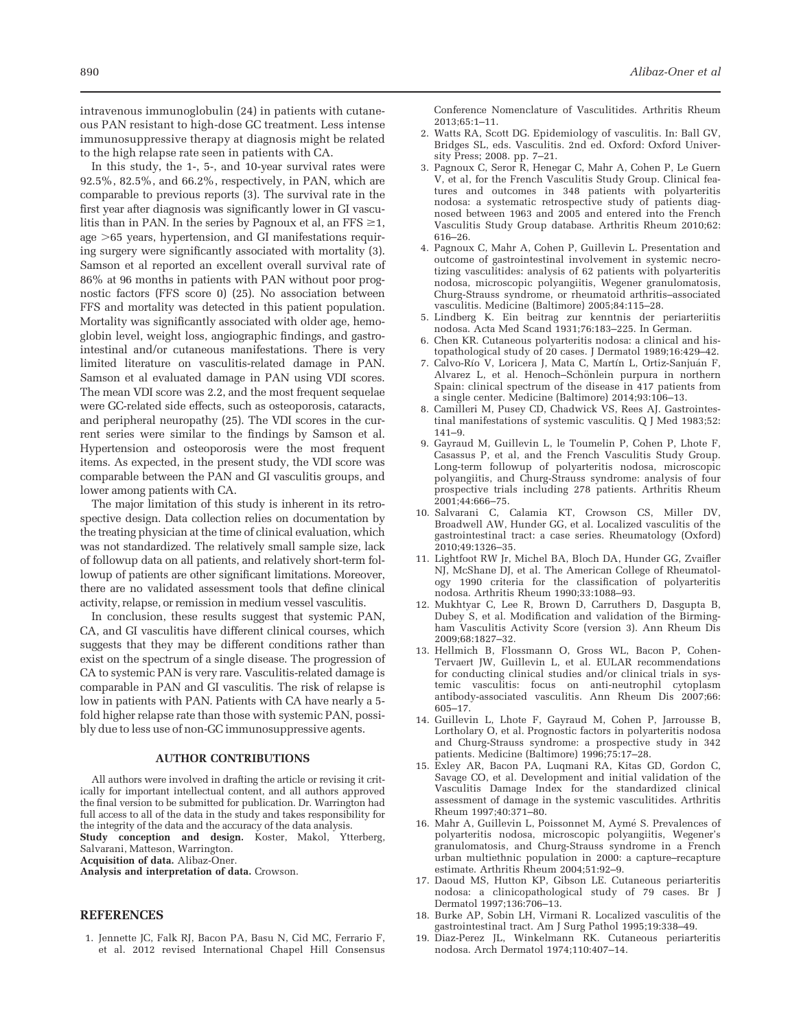intravenous immunoglobulin (24) in patients with cutaneous PAN resistant to high-dose GC treatment. Less intense immunosuppressive therapy at diagnosis might be related to the high relapse rate seen in patients with CA.

In this study, the 1-, 5-, and 10-year survival rates were 92.5%, 82.5%, and 66.2%, respectively, in PAN, which are comparable to previous reports (3). The survival rate in the first year after diagnosis was significantly lower in GI vasculitis than in PAN. In the series by Pagnoux et al, an FFS $\geq$1, age >65 years, hypertension, and GI manifestations requiring surgery were significantly associated with mortality (3). Samson et al reported an excellent overall survival rate of 86% at 96 months in patients with PAN without poor prognostic factors (FFS score 0) (25). No association between FFS and mortality was detected in this patient population. Mortality was significantly associated with older age, hemoglobin level, weight loss, angiographic findings, and gastrointestinal and/or cutaneous manifestations. There is very limited literature on vasculitis-related damage in PAN. Samson et al evaluated damage in PAN using VDI scores. The mean VDI score was 2.2, and the most frequent sequelae were GC-related side effects, such as osteoporosis, cataracts, and peripheral neuropathy (25). The VDI scores in the current series were similar to the findings by Samson et al. Hypertension and osteoporosis were the most frequent items. As expected, in the present study, the VDI score was comparable between the PAN and GI vasculitis groups, and lower among patients with CA.

The major limitation of this study is inherent in its retrospective design. Data collection relies on documentation by the treating physician at the time of clinical evaluation, which was not standardized. The relatively small sample size, lack of followup data on all patients, and relatively short-term followup of patients are other significant limitations. Moreover, there are no validated assessment tools that define clinical activity, relapse, or remission in medium vessel vasculitis.

In conclusion, these results suggest that systemic PAN, CA, and GI vasculitis have different clinical courses, which suggests that they may be different conditions rather than exist on the spectrum of a single disease. The progression of CA to systemic PAN is very rare. Vasculitis-related damage is comparable in PAN and GI vasculitis. The risk of relapse is low in patients with PAN. Patients with CA have nearly a 5-fold higher relapse rate than those with systemic PAN, possibly due to less use of non-GC immunosuppressive agents.

## AUTHOR CONTRIBUTIONS

All authors were involved in drafting the article or revising it critically for important intellectual content, and all authors approved the final version to be submitted for publication. Dr. Warrington had full access to all of the data in the study and takes responsibility for the integrity of the data and the accuracy of the data analysis.

**Study conception and design.** Koster, Makol, Ytterberg, Salvarani, Matteson, Warrington.

**Acquisition of data.** Alibaz-Oner.

**Analysis and interpretation of data.** Crowson.

## REFERENCES

1. Jennette JC, Falk RJ, Bacon PA, Basu N, Cid MC, Ferrario F, et al. 2012 revised International Chapel Hill Consensus Conference Nomenclature of Vasculitides. Arthritis Rheum 2013;65:1–11.
2. Watts RA, Scott DG. Epidemiology of vasculitis. In: Ball GV, Bridges SL, eds. Vasculitis. 2nd ed. Oxford: Oxford University Press; 2008. pp. 7–21.
3. Pagnoux C, Seror R, Henegar C, Mahr A, Cohen P, Le Guern V, et al, for the French Vasculitis Study Group. Clinical features and outcomes in 348 patients with polyarteritis nodosa: a systematic retrospective study of patients diagnosed between 1963 and 2005 and entered into the French Vasculitis Study Group database. Arthritis Rheum 2010;62: 616–26.
4. Pagnoux C, Mahr A, Cohen P, Guillevin L. Presentation and outcome of gastrointestinal involvement in systemic necrotizing vasculitides: analysis of 62 patients with polyarteritis nodosa, microscopic polyangiitis, Wegener granulomatosis, Churg-Strauss syndrome, or rheumatoid arthritis–associated vasculitis. Medicine (Baltimore) 2005;84:115–28.
5. Lindberg K. Ein beitrag zur kenntnis der periarteriitis nodosa. Acta Med Scand 1931;76:183–225. In German.
6. Chen KR. Cutaneous polyarteritis nodosa: a clinical and histopathological study of 20 cases. J Dermatol 1989;16:429–42.
7. Calvo-Río V, Loricera J, Mata C, Martín L, Ortiz-Sanjuán F, Alvarez L, et al. Henoch–Schönlein purpura in northern Spain: clinical spectrum of the disease in 417 patients from a single center. Medicine (Baltimore) 2014;93:106–13.
8. Camilleri M, Pusey CD, Chadwick VS, Rees AJ. Gastrointestinal manifestations of systemic vasculitis. Q J Med 1983;52: 141–9.
9. Gayraud M, Guillevin L, le Toumelin P, Cohen P, Lhote F, Casassus P, et al, and the French Vasculitis Study Group. Long-term followup of polyarteritis nodosa, microscopic polyangiitis, and Churg-Strauss syndrome: analysis of four prospective trials including 278 patients. Arthritis Rheum 2001;44:666–75.
10. Salvarani C, Calamia KT, Crowson CS, Miller DV, Broadwell AW, Hunder GG, et al. Localized vasculitis of the gastrointestinal tract: a case series. Rheumatology (Oxford) 2010;49:1326–35.
11. Lightfoot RW Jr, Michel BA, Bloch DA, Hunder GG, Zvaifler NJ, McShane DJ, et al. The American College of Rheumatology 1990 criteria for the classification of polyarteritis nodosa. Arthritis Rheum 1990;33:1088–93.
12. Mukhtyar C, Lee R, Brown D, Carruthers D, Dasgupta B, Dubey S, et al. Modification and validation of the Birmingham Vasculitis Activity Score (version 3). Ann Rheum Dis 2009;68:1827–32.
13. Hellmich B, Flossmann O, Gross WL, Bacon P, Cohen-Tervaert JW, Guillevin L, et al. EULAR recommendations for conducting clinical studies and/or clinical trials in systemic vasculitis: focus on anti-neutrophil cytoplasm antibody-associated vasculitis. Ann Rheum Dis 2007;66: 605–17.
14. Guillevin L, Lhote F, Gayraud M, Cohen P, Jarrousse B, Lortholary O, et al. Prognostic factors in polyarteritis nodosa and Churg-Strauss syndrome: a prospective study in 342 patients. Medicine (Baltimore) 1996;75:17–28.
15. Exley AR, Bacon PA, Luqmani RA, Kitas GD, Gordon C, Savage CO, et al. Development and initial validation of the Vasculitis Damage Index for the standardized clinical assessment of damage in the systemic vasculitides. Arthritis Rheum 1997;40:371–80.
16. Mahr A, Guillevin L, Poissonnet M, Aymé S. Prevalences of polyarteritis nodosa, microscopic polyangiitis, Wegener's granulomatosis, and Churg-Strauss syndrome in a French urban multiethnic population in 2000: a capture–recapture estimate. Arthritis Rheum 2004;51:92–9.
17. Daoud MS, Hutton KP, Gibson LE. Cutaneous periarteritis nodosa: a clinicopathological study of 79 cases. Br J Dermatol 1997;136:706–13.
18. Burke AP, Sobin LH, Virmani R. Localized vasculitis of the gastrointestinal tract. Am J Surg Pathol 1995;19:338–49.
19. Diaz-Perez JL, Winkelmann RK. Cutaneous periarteritis nodosa. Arch Dermatol 1974;110:407–14.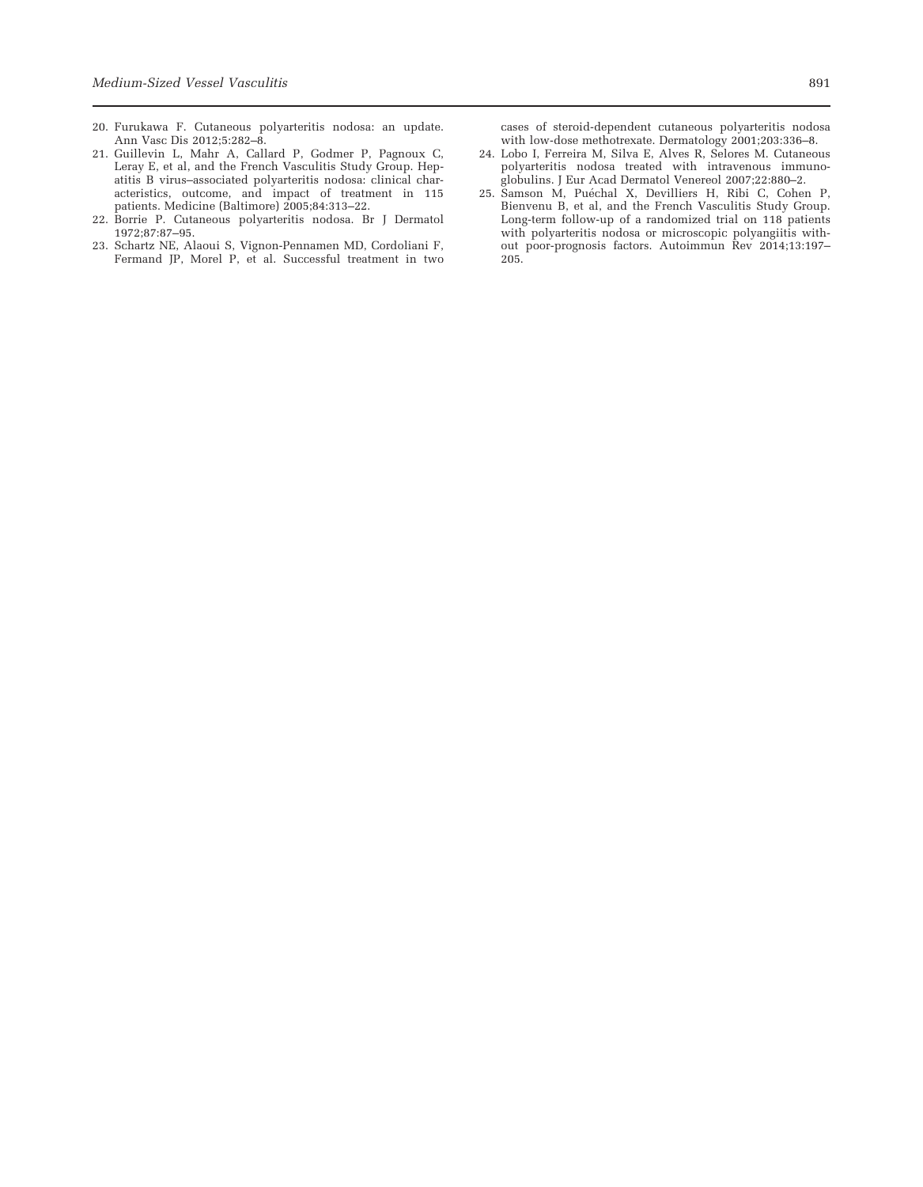20. Furukawa F. Cutaneous polyarteritis nodosa: an update. Ann Vasc Dis 2012;5:282–8.
21. Guillevin L, Mahr A, Callard P, Godmer P, Pagnoux C, Leray E, et al, and the French Vasculitis Study Group. Hepatitis B virus–associated polyarteritis nodosa: clinical characteristics, outcome, and impact of treatment in 115 patients. Medicine (Baltimore) 2005;84:313–22.
22. Borrie P. Cutaneous polyarteritis nodosa. Br J Dermatol 1972;87:87–95.
23. Schartz NE, Alaoui S, Vignon-Pennamen MD, Cordoliani F, Fermand JP, Morel P, et al. Successful treatment in two cases of steroid-dependent cutaneous polyarteritis nodosa with low-dose methotrexate. Dermatology 2001;203:336–8.
24. Lobo I, Ferreira M, Silva E, Alves R, Selores M. Cutaneous polyarteritis nodosa treated with intravenous immunoglobulins. J Eur Acad Dermatol Venereol 2007;22:880–2.
25. Samson M, Puéchal X, Devilliers H, Ribi C, Cohen P, Bienvenu B, et al, and the French Vasculitis Study Group. Long-term follow-up of a randomized trial on 118 patients with polyarteritis nodosa or microscopic polyangiitis without poor-prognosis factors. Autoimmun Rev 2014;13:197–205.